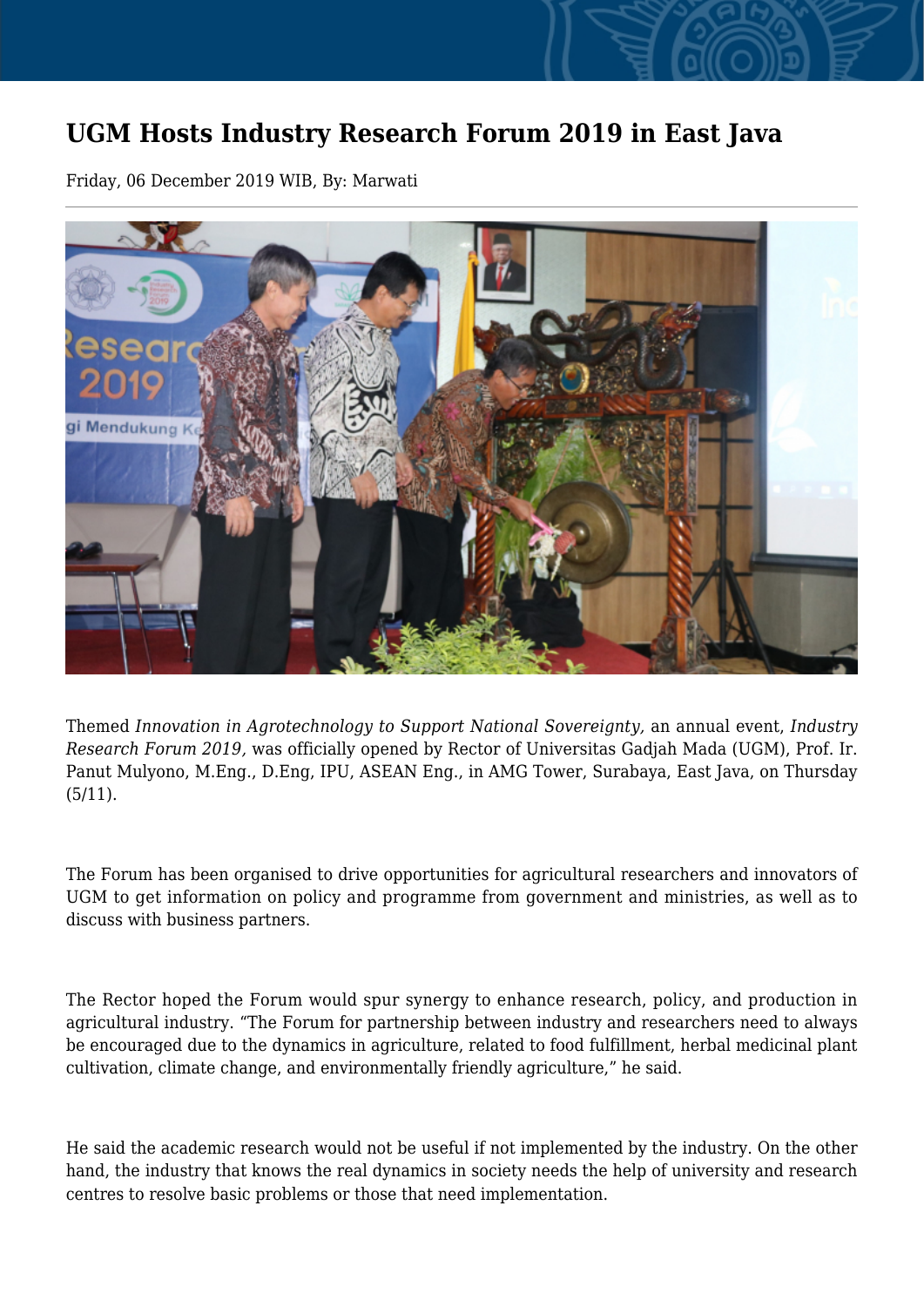# UGM Hosts Industry Research Forum 2019 in East Java

Friday, 06 December 2019 WIB, By: Marwati

Themed *Innovation in Agrotechnology to Support National Sovereignty,* an annual event, *Industry Research Forum 2019,* was officially opened by Rector of Universitas Gadjah Mada (UGM), Prof. Ir. Panut Mulyono, M.Eng., D.Eng, IPU, ASEAN Eng., in AMG Tower, Surabaya, East Java, on Thursday (5/11).

The Forum has been organised to drive opportunities for agricultural researchers and innovators of UGM to get information on policy and programme from government and ministries, as well as to discuss with business partners.

The Rector hoped the Forum would spur synergy to enhance research, policy, and production in agricultural industry. "The Forum for partnership between industry and researchers need to always be encouraged due to the dynamics in agriculture, related to food fulfillment, herbal medicinal plant cultivation, climate change, and environmentally friendly agriculture," he said.

He said the academic research would not be useful if not implemented by the industry. On the other hand, the industry that knows the real dynamics in society needs the help of university and research centres to resolve basic problems or those that need implementation.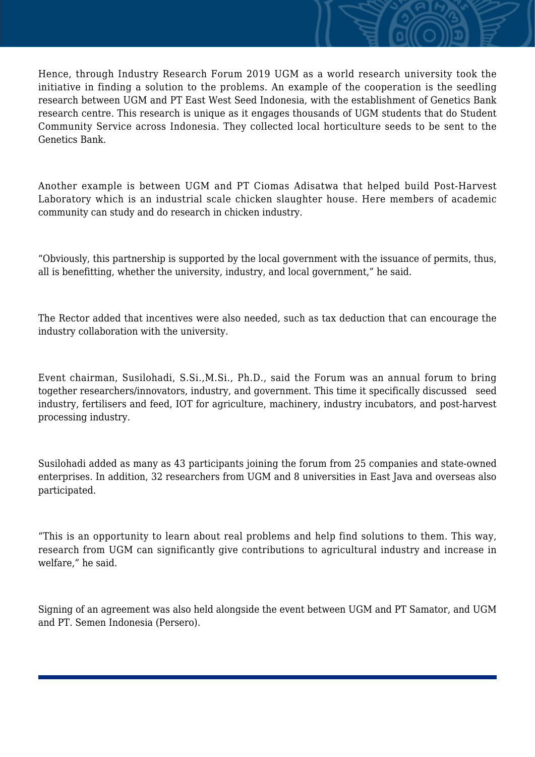Hence, through Industry Research Forum 2019 UGM as a world research university took the initiative in finding a solution to the problems. An example of the cooperation is the seedling research between UGM and PT East West Seed Indonesia, with the establishment of Genetics Bank research centre. This research is unique as it engages thousands of UGM students that do Student Community Service across Indonesia. They collected local horticulture seeds to be sent to the Genetics Bank.

Another example is between UGM and PT Ciomas Adisatwa that helped build Post-Harvest Laboratory which is an industrial scale chicken slaughter house. Here members of academic community can study and do research in chicken industry.

"Obviously, this partnership is supported by the local government with the issuance of permits, thus, all is benefitting, whether the university, industry, and local government," he said.

The Rector added that incentives were also needed, such as tax deduction that can encourage the industry collaboration with the university.

Event chairman, Susilohadi, S.Si.,M.Si., Ph.D., said the Forum was an annual forum to bring together researchers/innovators, industry, and government. This time it specifically discussed seed industry, fertilisers and feed, IOT for agriculture, machinery, industry incubators, and post-harvest processing industry.

Susilohadi added as many as 43 participants joining the forum from 25 companies and state-owned enterprises. In addition, 32 researchers from UGM and 8 universities in East Java and overseas also participated.

"This is an opportunity to learn about real problems and help find solutions to them. This way, research from UGM can significantly give contributions to agricultural industry and increase in welfare," he said.

Signing of an agreement was also held alongside the event between UGM and PT Samator, and UGM and PT. Semen Indonesia (Persero).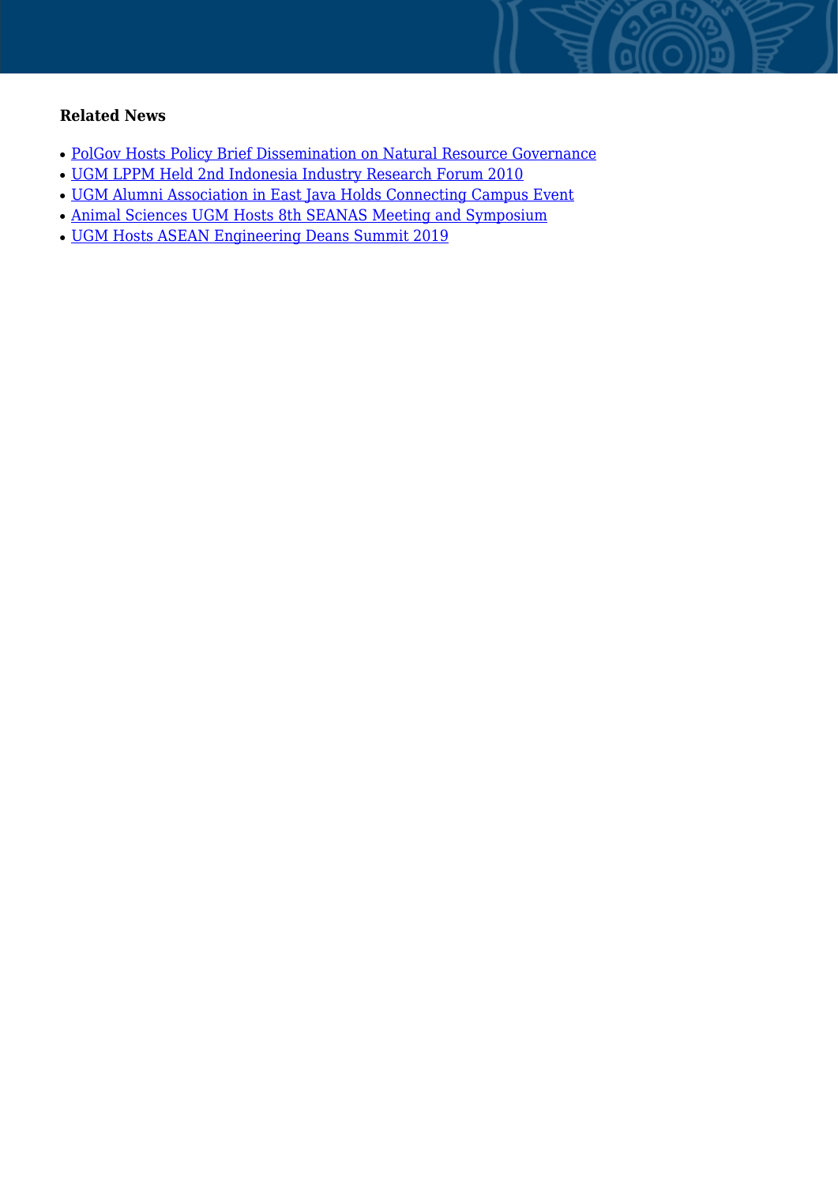### Related News

- PolGov Hosts Policy Brief Dissemination on Natural Resource Governance
- UGM LPPM Held 2nd Indonesia Industry Research Forum 2010
- UGM Alumni Association in East Java Holds Connecting Campus Event
- Animal Sciences UGM Hosts 8th SEANAS Meeting and Symposium
- UGM Hosts ASEAN Engineering Deans Summit 2019